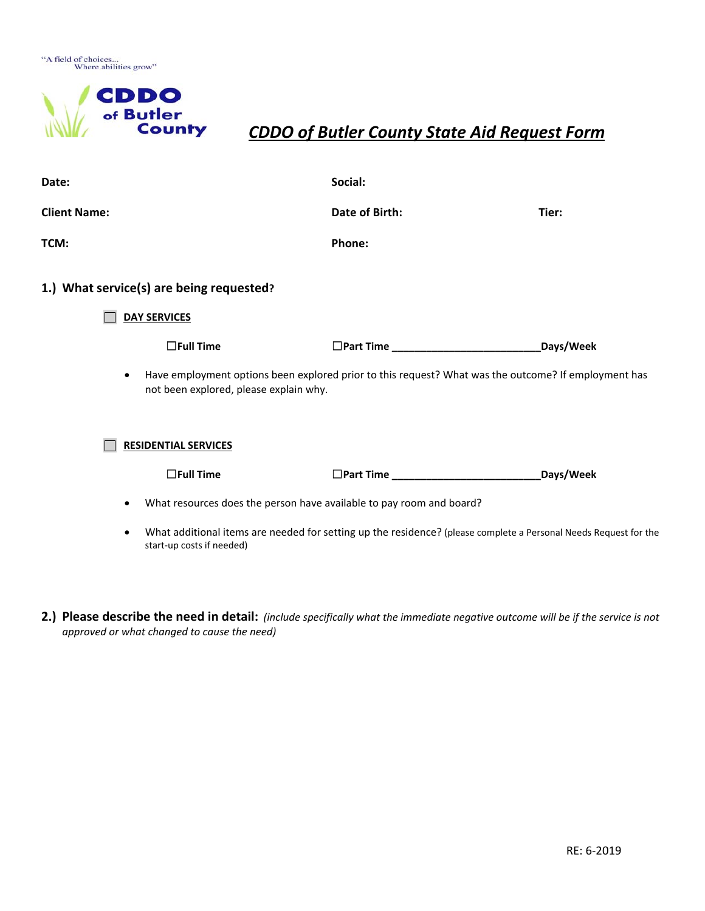"A field of choices...
Where abilities grow"

**CDDO of Butler County**

# *CDDO of Butler County State Aid Request Form*

**Date:** **Social:**

**Client Name:** **Date of Birth:** **Tier:**

**TCM:** **Phone:**

## 1.) What service(s) are being requested?

☐ **DAY SERVICES**

☐**Full Time** ☐**Part Time \_\_\_\_\_\_\_\_\_\_\_\_\_\_\_\_\_\_\_\_\_\_\_\_\_\_Days/Week**

- Have employment options been explored prior to this request? What was the outcome? If employment has not been explored, please explain why.

☐ **RESIDENTIAL SERVICES**

☐**Full Time** ☐**Part Time \_\_\_\_\_\_\_\_\_\_\_\_\_\_\_\_\_\_\_\_\_\_\_\_\_\_Days/Week**

- What resources does the person have available to pay room and board?
- What additional items are needed for setting up the residence? (please complete a Personal Needs Request for the start-up costs if needed)

## 2.) Please describe the need in detail: *(include specifically what the immediate negative outcome will be if the service is not approved or what changed to cause the need)*

RE: 6-2019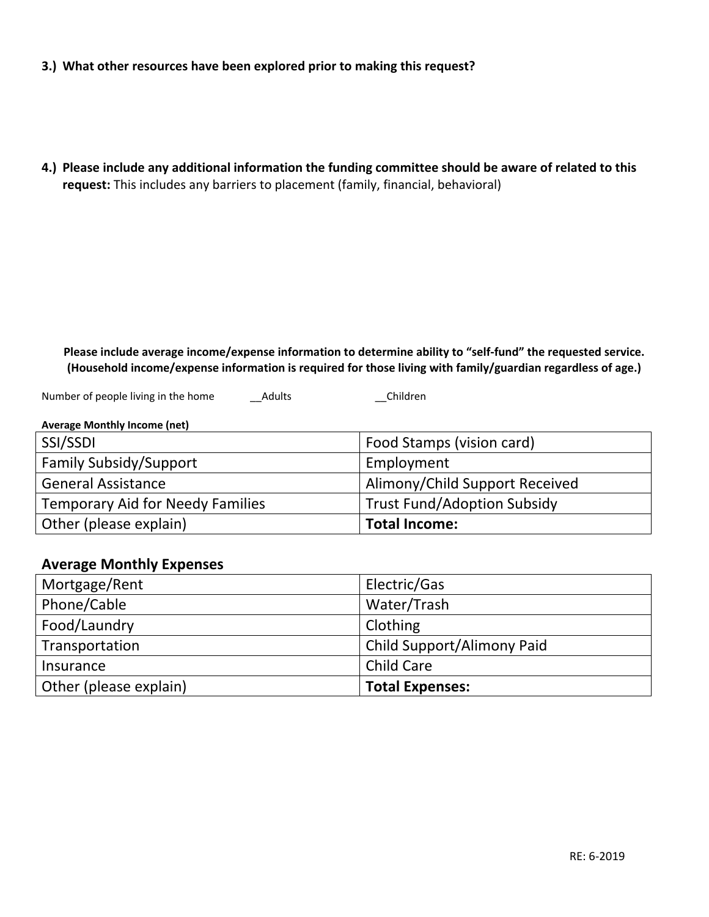**3.) What other resources have been explored prior to making this request?**

**4.) Please include any additional information the funding committee should be aware of related to this request:** This includes any barriers to placement (family, financial, behavioral)

**Please include average income/expense information to determine ability to "self-fund" the requested service. (Household income/expense information is required for those living with family/guardian regardless of age.)**

Number of people living in the home __Adults __Children

**Average Monthly Income (net)**

| | |
|---|---|
| SSI/SSDI | Food Stamps (vision card) |
| Family Subsidy/Support | Employment |
| General Assistance | Alimony/Child Support Received |
| Temporary Aid for Needy Families | Trust Fund/Adoption Subsidy |
| Other (please explain) | **Total Income:** |

### Average Monthly Expenses

| | |
|---|---|
| Mortgage/Rent | Electric/Gas |
| Phone/Cable | Water/Trash |
| Food/Laundry | Clothing |
| Transportation | Child Support/Alimony Paid |
| Insurance | Child Care |
| Other (please explain) | **Total Expenses:** |

RE: 6-2019